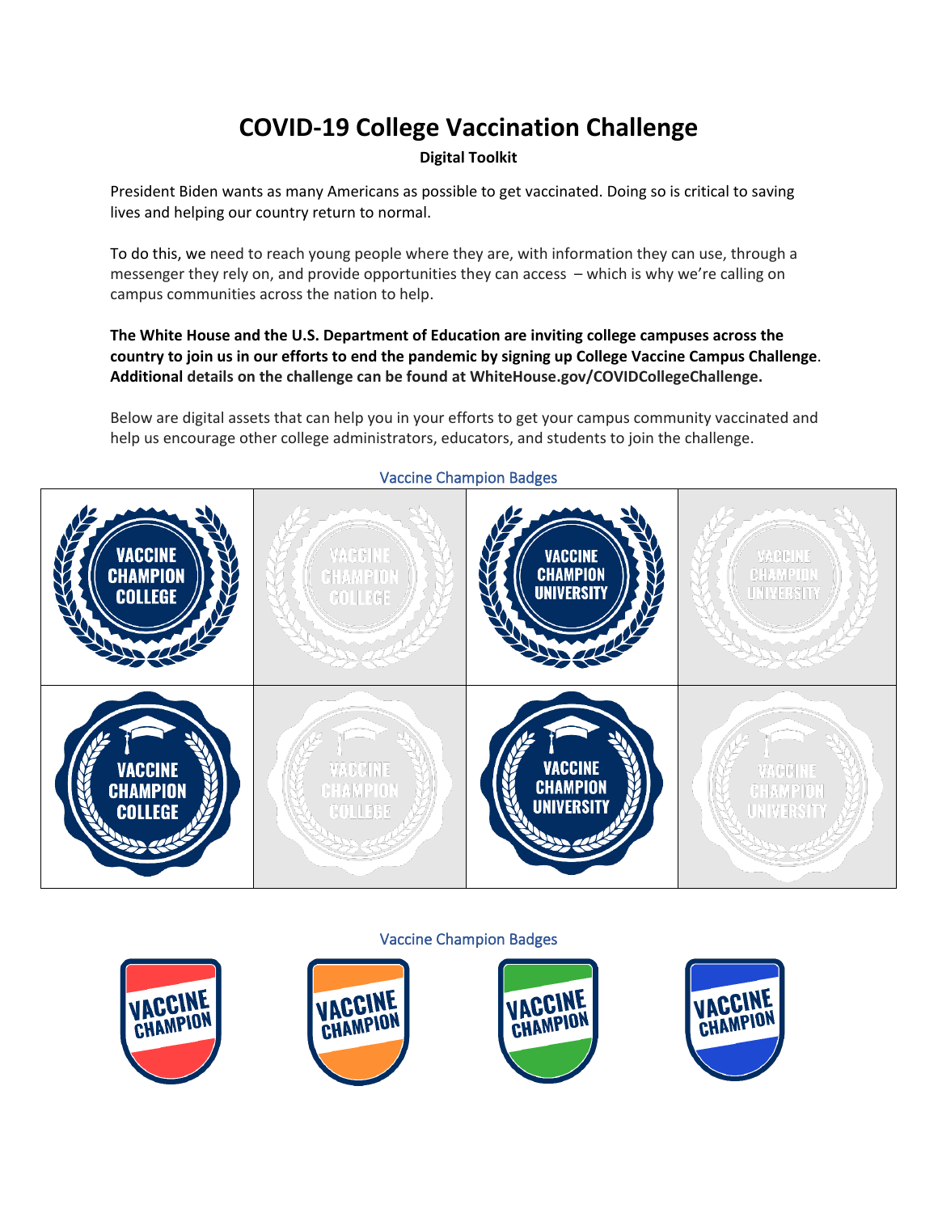# COVID-19 College Vaccination Challenge

**Digital Toolkit**

President Biden wants as many Americans as possible to get vaccinated. Doing so is critical to saving lives and helping our country return to normal.

To do this, we need to reach young people where they are, with information they can use, through a messenger they rely on, and provide opportunities they can access – which is why we're calling on campus communities across the nation to help.

**The White House and the U.S. Department of Education are inviting college campuses across the country to join us in our efforts to end the pandemic by signing up College Vaccine Campus Challenge. Additional details on the challenge can be found at WhiteHouse.gov/COVIDCollegeChallenge.**

Below are digital assets that can help you in your efforts to get your campus community vaccinated and help us encourage other college administrators, educators, and students to join the challenge.

Vaccine Champion Badges

| VACCINE CHAMPION COLLEGE | VACCINE CHAMPION COLLEGE | VACCINE CHAMPION UNIVERSITY | VACCINE CHAMPION UNIVERSITY |
| --- | --- | --- | --- |
| VACCINE CHAMPION COLLEGE | VACCINE CHAMPION COLLEGE | VACCINE CHAMPION UNIVERSITY | VACCINE CHAMPION UNIVERSITY |

Vaccine Champion Badges

VACCINE CHAMPION | VACCINE CHAMPION | VACCINE CHAMPION | VACCINE CHAMPION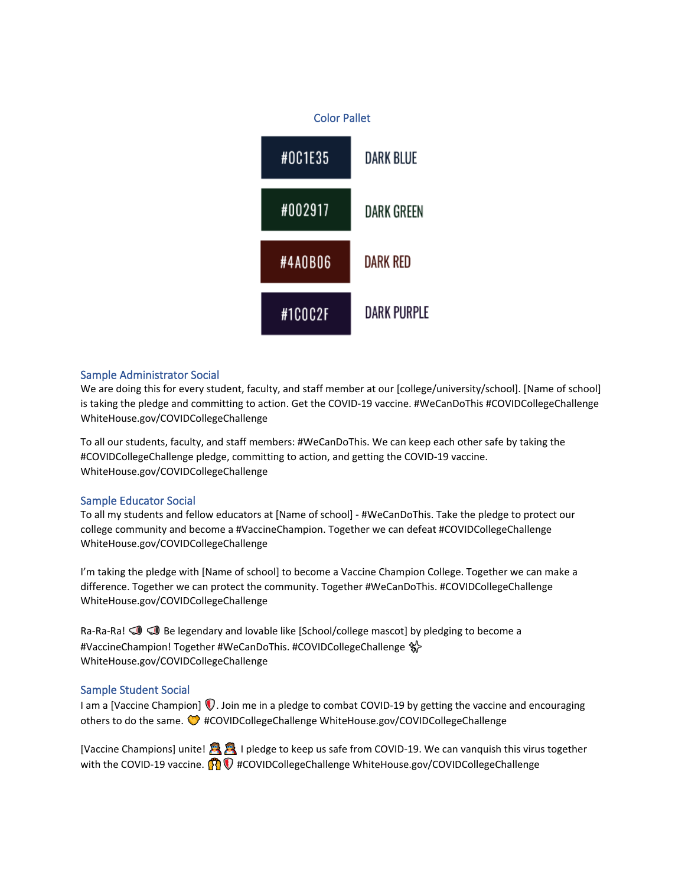## Color Pallet

| | |
|---|---|
| #0C1E35 | DARK BLUE |
| #002917 | DARK GREEN |
| #4A0B06 | DARK RED |
| #1C0C2F | DARK PURPLE |

### Sample Administrator Social

We are doing this for every student, faculty, and staff member at our [college/university/school]. [Name of school] is taking the pledge and committing to action. Get the COVID-19 vaccine. #WeCanDoThis #COVIDCollegeChallenge WhiteHouse.gov/COVIDCollegeChallenge

To all our students, faculty, and staff members: #WeCanDoThis. We can keep each other safe by taking the #COVIDCollegeChallenge pledge, committing to action, and getting the COVID-19 vaccine. WhiteHouse.gov/COVIDCollegeChallenge

### Sample Educator Social

To all my students and fellow educators at [Name of school] - #WeCanDoThis. Take the pledge to protect our college community and become a #VaccineChampion. Together we can defeat #COVIDCollegeChallenge WhiteHouse.gov/COVIDCollegeChallenge

I'm taking the pledge with [Name of school] to become a Vaccine Champion College. Together we can make a difference. Together we can protect the community. Together #WeCanDoThis. #COVIDCollegeChallenge WhiteHouse.gov/COVIDCollegeChallenge

Ra-Ra-Ra! 📣 📣 Be legendary and lovable like [School/college mascot] by pledging to become a #VaccineChampion! Together #WeCanDoThis. #COVIDCollegeChallenge ✨ WhiteHouse.gov/COVIDCollegeChallenge

### Sample Student Social

I am a [Vaccine Champion] 🛡️. Join me in a pledge to combat COVID-19 by getting the vaccine and encouraging others to do the same. 🤝 #COVIDCollegeChallenge WhiteHouse.gov/COVIDCollegeChallenge

[Vaccine Champions] unite! 🦸 🦸 I pledge to keep us safe from COVID-19. We can vanquish this virus together with the COVID-19 vaccine. 🙌 🛡️ #COVIDCollegeChallenge WhiteHouse.gov/COVIDCollegeChallenge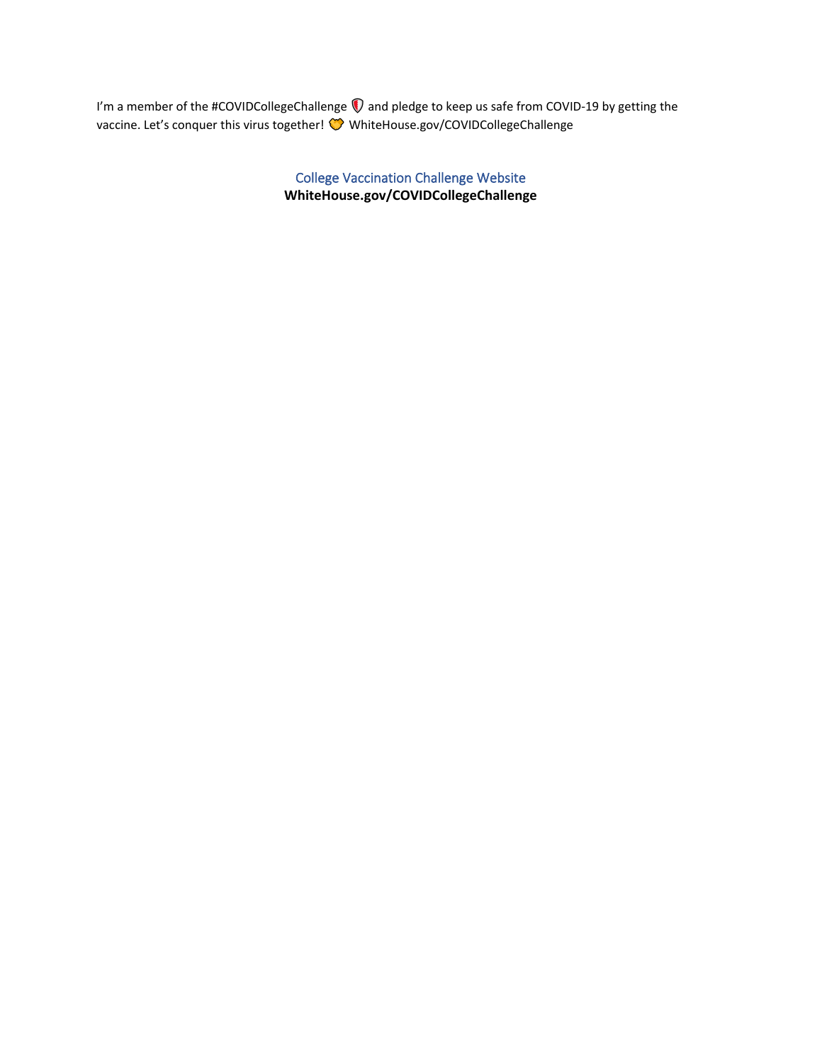I’m a member of the #COVIDCollegeChallenge 🛡️ and pledge to keep us safe from COVID-19 by getting the vaccine. Let’s conquer this virus together! 💛 WhiteHouse.gov/COVIDCollegeChallenge

College Vaccination Challenge Website
**WhiteHouse.gov/COVIDCollegeChallenge**